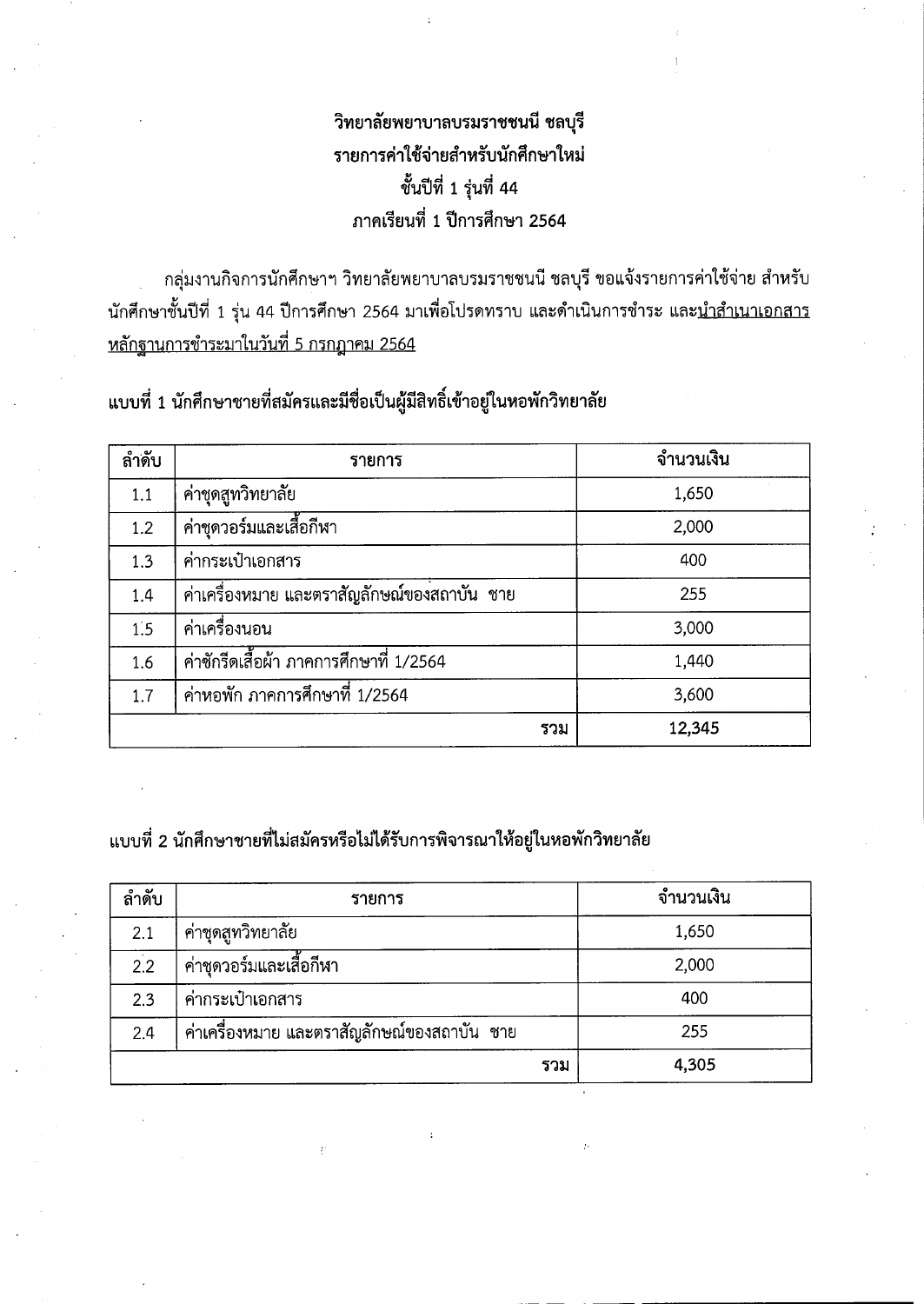# วิทยาลัยพยาบาลบรมราชชนนี ชลบุรี
## รายการค่าใช้จ่ายสำหรับนักศึกษาใหม่
## ชั้นปีที่ 1 รุ่นที่ 44
## ภาคเรียนที่ 1 ปีการศึกษา 2564

กลุ่มงานกิจการนักศึกษาฯ วิทยาลัยพยาบาลบรมราชชนนี ชลบุรี ขอแจ้งรายการค่าใช้จ่าย สำหรับนักศึกษาชั้นปีที่ 1 รุ่น 44 ปีการศึกษา 2564 มาเพื่อโปรดทราบ และดำเนินการชำระ และ<u>นำสำเนาเอกสารหลักฐานการชำระมาในวันที่ 5 กรกฎาคม 2564</u>

### แบบที่ 1 นักศึกษาชายที่สมัครและมีชื่อเป็นผู้มีสิทธิ์เข้าอยู่ในหอพักวิทยาลัย

| ลำดับ | รายการ | จำนวนเงิน |
|---|---|---|
| 1.1 | ค่าชุดสูทวิทยาลัย | 1,650 |
| 1.2 | ค่าชุดวอร์มและเสื้อกีฬา | 2,000 |
| 1.3 | ค่ากระเป๋าเอกสาร | 400 |
| 1.4 | ค่าเครื่องหมาย และตราสัญลักษณ์ของสถาบัน ชาย | 255 |
| 1.5 | ค่าเครื่องนอน | 3,000 |
| 1.6 | ค่าซักรีดเสื้อผ้า ภาคการศึกษาที่ 1/2564 | 1,440 |
| 1.7 | ค่าหอพัก ภาคการศึกษาที่ 1/2564 | 3,600 |
| | รวม | 12,345 |

### แบบที่ 2 นักศึกษาชายที่ไม่สมัครหรือไม่ได้รับการพิจารณาให้อยู่ในหอพักวิทยาลัย

| ลำดับ | รายการ | จำนวนเงิน |
|---|---|---|
| 2.1 | ค่าชุดสูทวิทยาลัย | 1,650 |
| 2.2 | ค่าชุดวอร์มและเสื้อกีฬา | 2,000 |
| 2.3 | ค่ากระเป๋าเอกสาร | 400 |
| 2.4 | ค่าเครื่องหมาย และตราสัญลักษณ์ของสถาบัน ชาย | 255 |
| | รวม | 4,305 |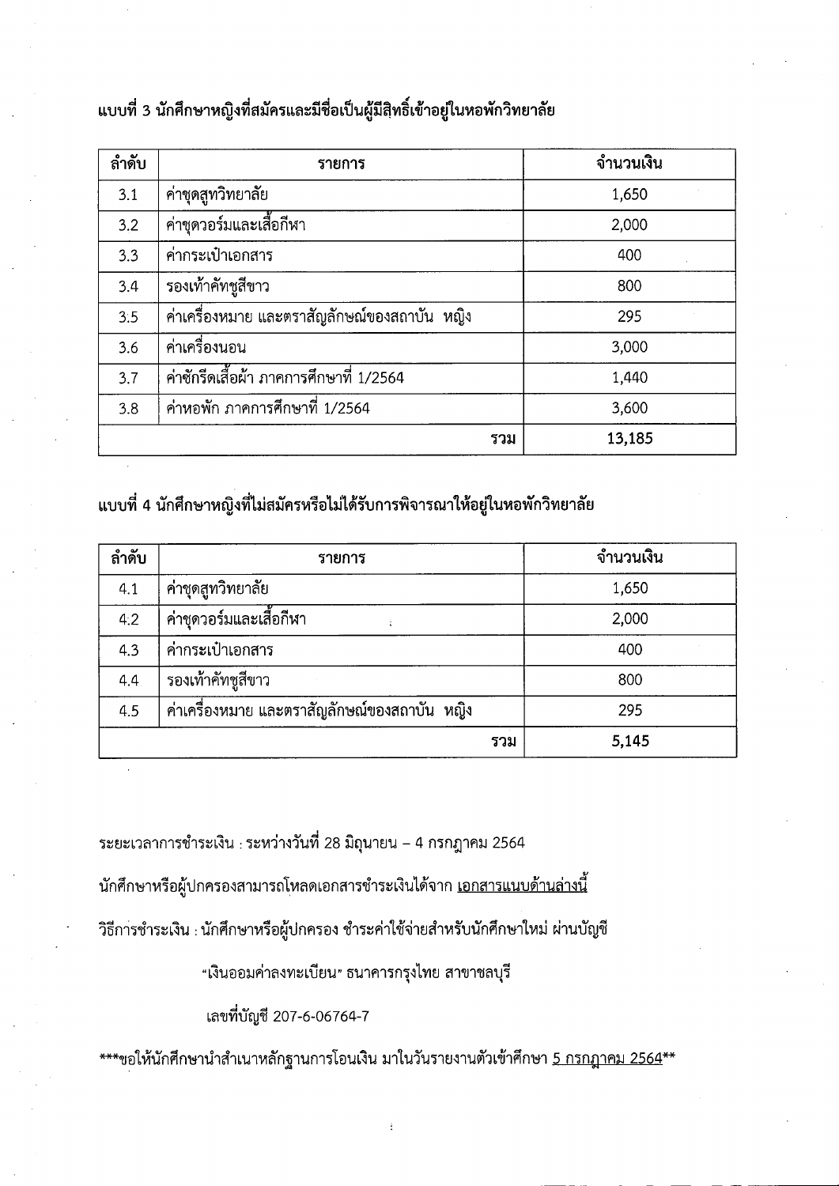### แบบที่ 3 นักศึกษาหญิงที่สมัครและมีชื่อเป็นผู้มีสิทธิ์เข้าอยู่ในหอพักวิทยาลัย

| ลำดับ | รายการ | จำนวนเงิน |
|---|---|---|
| 3.1 | ค่าชุดสูทวิทยาลัย | 1,650 |
| 3.2 | ค่าชุดวอร์มและเสื้อกีฬา | 2,000 |
| 3.3 | ค่ากระเป๋าเอกสาร | 400 |
| 3.4 | รองเท้าคัทชูสีขาว | 800 |
| 3.5 | ค่าเครื่องหมาย และตราสัญลักษณ์ของสถาบัน หญิง | 295 |
| 3.6 | ค่าเครื่องนอน | 3,000 |
| 3.7 | ค่าซักรีดเสื้อผ้า ภาคการศึกษาที่ 1/2564 | 1,440 |
| 3.8 | ค่าหอพัก ภาคการศึกษาที่ 1/2564 | 3,600 |
| | รวม | 13,185 |

### แบบที่ 4 นักศึกษาหญิงที่ไม่สมัครหรือไม่ได้รับการพิจารณาให้อยู่ในหอพักวิทยาลัย

| ลำดับ | รายการ | จำนวนเงิน |
|---|---|---|
| 4.1 | ค่าชุดสูทวิทยาลัย | 1,650 |
| 4.2 | ค่าชุดวอร์มและเสื้อกีฬา | 2,000 |
| 4.3 | ค่ากระเป๋าเอกสาร | 400 |
| 4.4 | รองเท้าคัทชูสีขาว | 800 |
| 4.5 | ค่าเครื่องหมาย และตราสัญลักษณ์ของสถาบัน หญิง | 295 |
| | รวม | 5,145 |

ระยะเวลาการชำระเงิน : ระหว่างวันที่ 28 มิถุนายน – 4 กรกฎาคม 2564

นักศึกษาหรือผู้ปกครองสามารถโหลดเอกสารชำระเงินได้จาก เอกสารแนบด้านล่างนี้

วิธีการชำระเงิน : นักศึกษาหรือผู้ปกครอง ชำระค่าใช้จ่ายสำหรับนักศึกษาใหม่ ผ่านบัญชี

"เงินออมค่าลงทะเบียน" ธนาคารกรุงไทย สาขาชลบุรี

เลขที่บัญชี 207-6-06764-7

***ขอให้นักศึกษานำสำเนาหลักฐานการโอนเงิน มาในวันรายงานตัวเข้าศึกษา 5 กรกฎาคม 2564**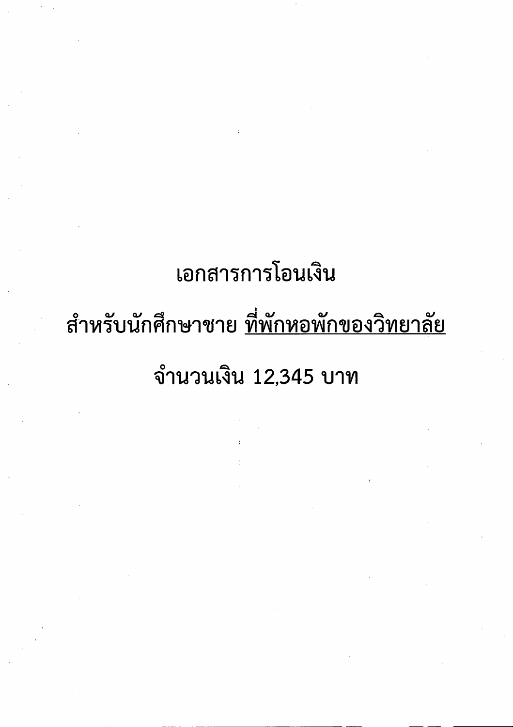# เอกสารการโอนเงิน

# สำหรับนักศึกษาชาย <u>ที่พักหอพักของวิทยาลัย</u>

# จำนวนเงิน 12,345 บาท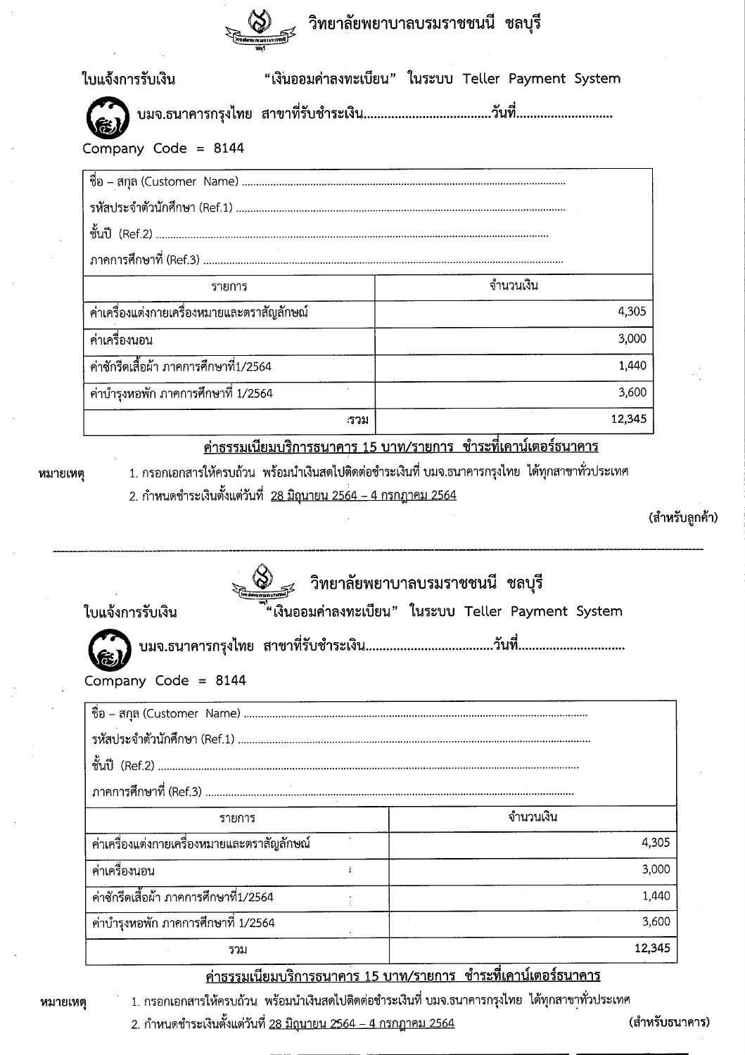## วิทยาลัยพยาบาลบรมราชชนนี ชลบุรี

ใบแจ้งการรับเงิน "เงินออมค่าลงทะเบียน" ในระบบ Teller Payment System

บมจ.ธนาคารกรุงไทย สาขาที่รับชำระเงิน....................................วันที่............................

Company Code = 8144

ชื่อ – สกุล (Customer Name) ..............................................................................................................

รหัสประจำตัวนักศึกษา (Ref.1) ..............................................................................................................

ชั้นปี (Ref.2) ..............................................................................................................

ภาคการศึกษาที่ (Ref.3) ..............................................................................................................

| รายการ | จำนวนเงิน |
|---|---|
| ค่าเครื่องแต่งกายเครื่องหมายและตราสัญลักษณ์ | 4,305 |
| ค่าเครื่องนอน | 3,000 |
| ค่าซักรีดเสื้อผ้า ภาคการศึกษาที่1/2564 | 1,440 |
| ค่าบำรุงหอพัก ภาคการศึกษาที่ 1/2564 | 3,600 |
| รวม | 12,345 |

**ค่าธรรมเนียมบริการธนาคาร 15 บาท/รายการ ชำระที่เคาน์เตอร์ธนาคาร**

หมายเหตุ

1. กรอกเอกสารให้ครบถ้วน พร้อมนำเงินสดไปติดต่อชำระเงินที่ บมจ.ธนาคารกรุงไทย ได้ทุกสาขาทั่วประเทศ
2. กำหนดชำระเงินตั้งแต่วันที่ 28 มิถุนายน 2564 – 4 กรกฎาคม 2564

**(สำหรับลูกค้า)**

---

## วิทยาลัยพยาบาลบรมราชชนนี ชลบุรี

ใบแจ้งการรับเงิน "เงินออมค่าลงทะเบียน" ในระบบ Teller Payment System

บมจ.ธนาคารกรุงไทย สาขาที่รับชำระเงิน....................................วันที่............................

Company Code = 8144

ชื่อ – สกุล (Customer Name) ..............................................................................................................

รหัสประจำตัวนักศึกษา (Ref.1) ..............................................................................................................

ชั้นปี (Ref.2) ..............................................................................................................

ภาคการศึกษาที่ (Ref.3) ..............................................................................................................

| รายการ | จำนวนเงิน |
|---|---|
| ค่าเครื่องแต่งกายเครื่องหมายและตราสัญลักษณ์ | 4,305 |
| ค่าเครื่องนอน | 3,000 |
| ค่าซักรีดเสื้อผ้า ภาคการศึกษาที่1/2564 | 1,440 |
| ค่าบำรุงหอพัก ภาคการศึกษาที่ 1/2564 | 3,600 |
| รวม | 12,345 |

**ค่าธรรมเนียมบริการธนาคาร 15 บาท/รายการ ชำระที่เคาน์เตอร์ธนาคาร**

หมายเหตุ

1. กรอกเอกสารให้ครบถ้วน พร้อมนำเงินสดไปติดต่อชำระเงินที่ บมจ.ธนาคารกรุงไทย ได้ทุกสาขาทั่วประเทศ
2. กำหนดชำระเงินตั้งแต่วันที่ 28 มิถุนายน 2564 – 4 กรกฎาคม 2564

**(สำหรับธนาคาร)**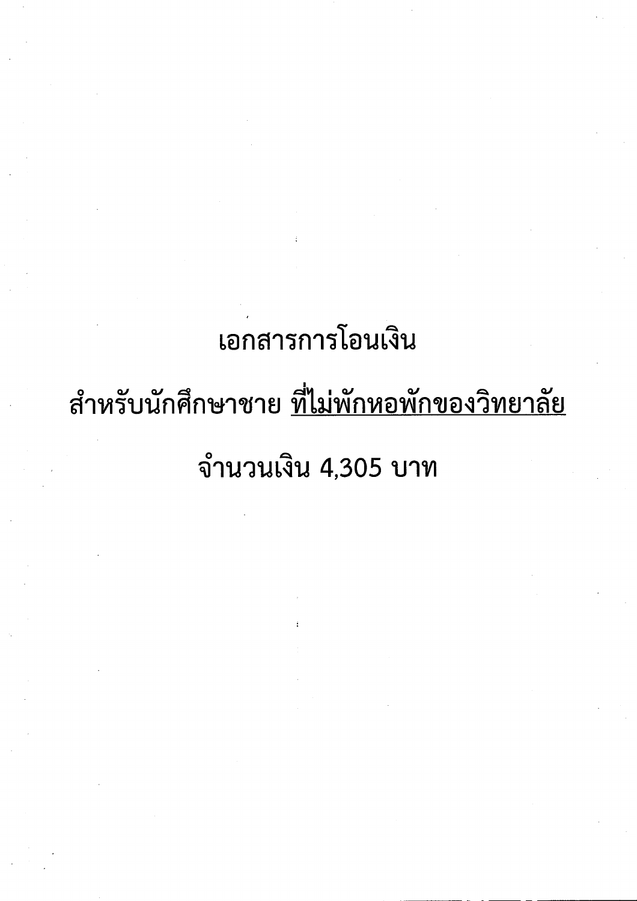# เอกสารการโอนเงิน

# สำหรับนักศึกษาชาย <u>ที่ไม่พักหอพักของวิทยาลัย</u>

# จำนวนเงิน 4,305 บาท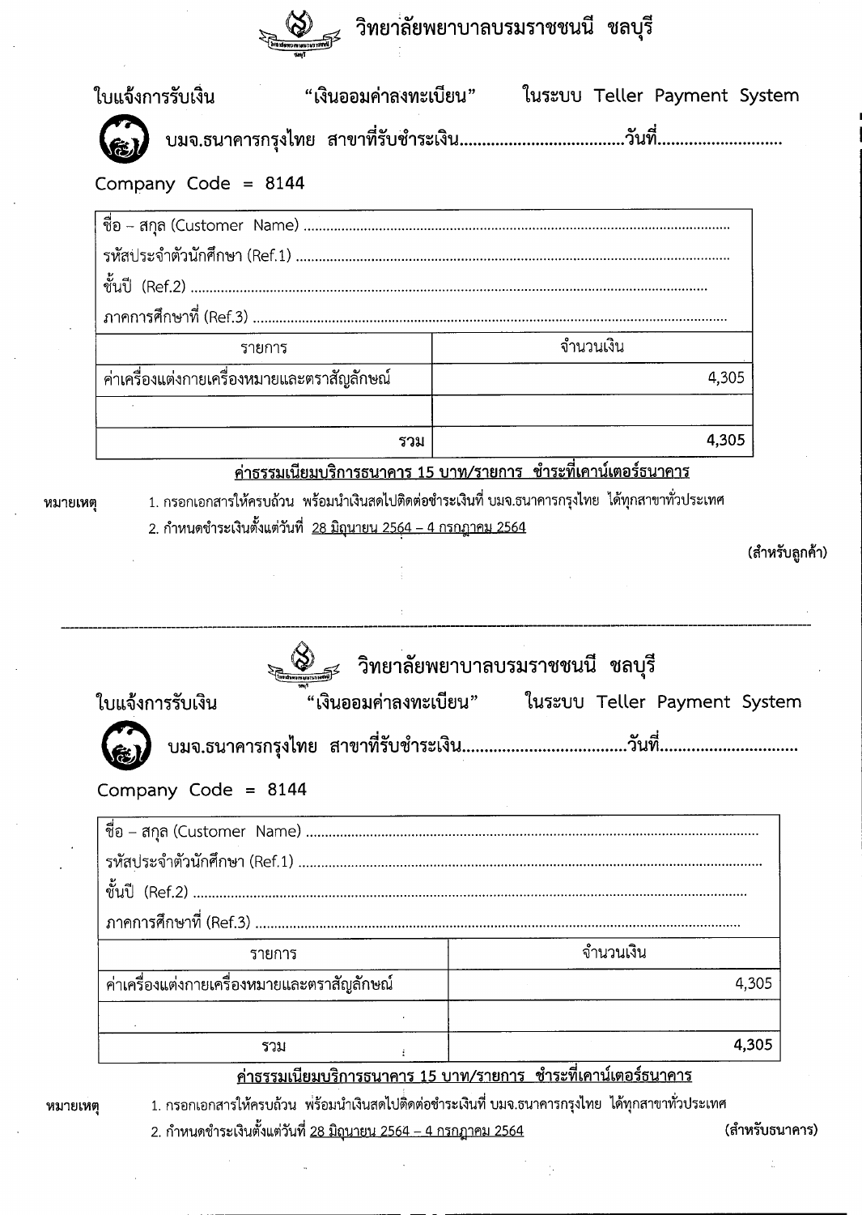## วิทยาลัยพยาบาลบรมราชชนนี ชลบุรี

ใบแจ้งการรับเงิน "เงินออมค่าลงทะเบียน" ในระบบ Teller Payment System

**บมจ.ธนาคารกรุงไทย สาขาที่รับชำระเงิน....................................วันที่............................**

Company Code = 8144

ชื่อ – สกุล (Customer Name) ..............................................................................................

รหัสประจำตัวนักศึกษา (Ref.1) ..............................................................................................

ชั้นปี (Ref.2) ..............................................................................................

ภาคการศึกษาที่ (Ref.3) ..............................................................................................

| รายการ | จำนวนเงิน |
|---|---|
| ค่าเครื่องแต่งกายเครื่องหมายและตราสัญลักษณ์ | 4,305 |
| | |
| **รวม** | **4,305** |

**<u>ค่าธรรมเนียมบริการธนาคาร 15 บาท/รายการ ชำระที่เคาน์เตอร์ธนาคาร</u>**

หมายเหตุ

1. กรอกเอกสารให้ครบถ้วน พร้อมนำเงินสดไปติดต่อชำระเงินที่ บมจ.ธนาคารกรุงไทย ได้ทุกสาขาทั่วประเทศ
2. กำหนดชำระเงินตั้งแต่วันที่ <u>28 มิถุนายน 2564 – 4 กรกฎาคม 2564</u>

**(สำหรับลูกค้า)**

---

## วิทยาลัยพยาบาลบรมราชชนนี ชลบุรี

ใบแจ้งการรับเงิน "เงินออมค่าลงทะเบียน" ในระบบ Teller Payment System

**บมจ.ธนาคารกรุงไทย สาขาที่รับชำระเงิน....................................วันที่............................**

Company Code = 8144

ชื่อ – สกุล (Customer Name) ..............................................................................................

รหัสประจำตัวนักศึกษา (Ref.1) ..............................................................................................

ชั้นปี (Ref.2) ..............................................................................................

ภาคการศึกษาที่ (Ref.3) ..............................................................................................

| รายการ | จำนวนเงิน |
|---|---|
| ค่าเครื่องแต่งกายเครื่องหมายและตราสัญลักษณ์ | 4,305 |
| | |
| รวม | **4,305** |

**<u>ค่าธรรมเนียมบริการธนาคาร 15 บาท/รายการ ชำระที่เคาน์เตอร์ธนาคาร</u>**

หมายเหตุ

1. กรอกเอกสารให้ครบถ้วน พร้อมนำเงินสดไปติดต่อชำระเงินที่ บมจ.ธนาคารกรุงไทย ได้ทุกสาขาทั่วประเทศ
2. กำหนดชำระเงินตั้งแต่วันที่ <u>28 มิถุนายน 2564 – 4 กรกฎาคม 2564</u>

**(สำหรับธนาคาร)**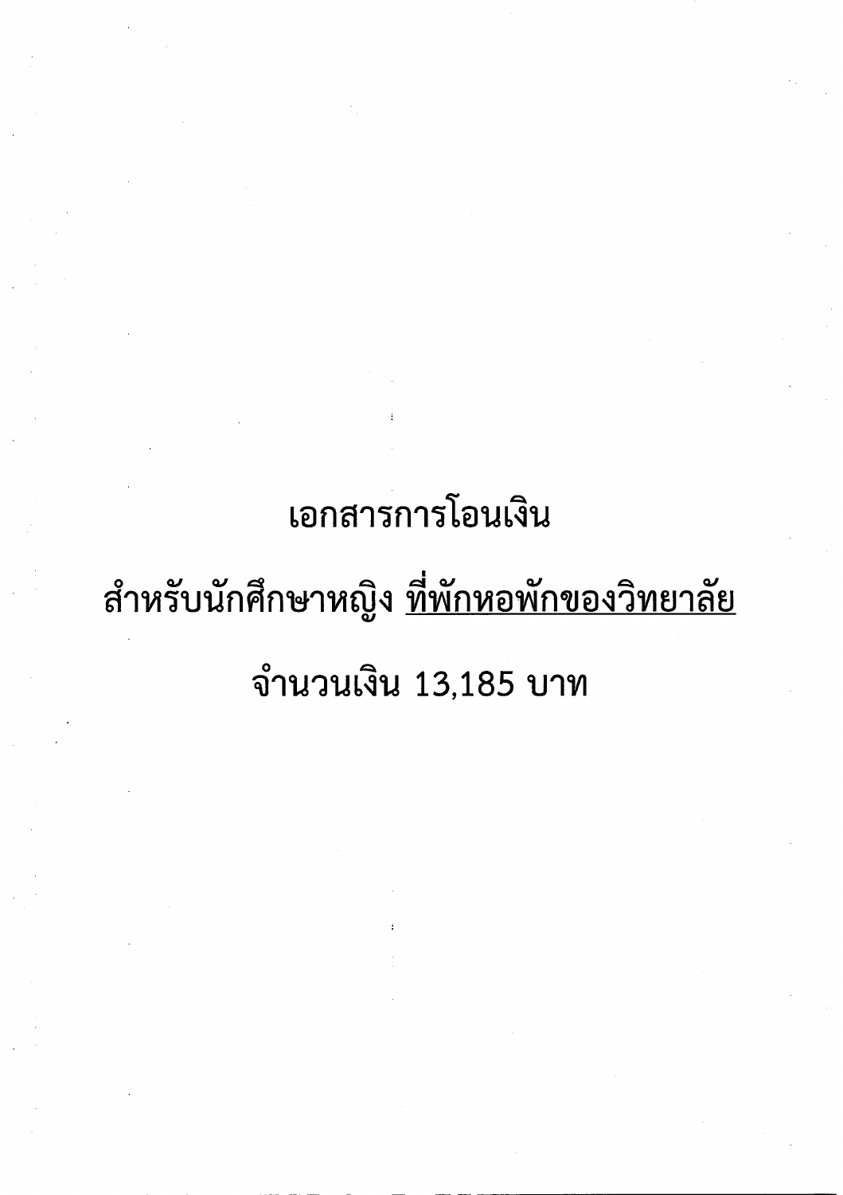# เอกสารการโอนเงิน

## สำหรับนักศึกษาหญิง <u>ที่พักหอพักของวิทยาลัย</u>

## จำนวนเงิน 13,185 บาท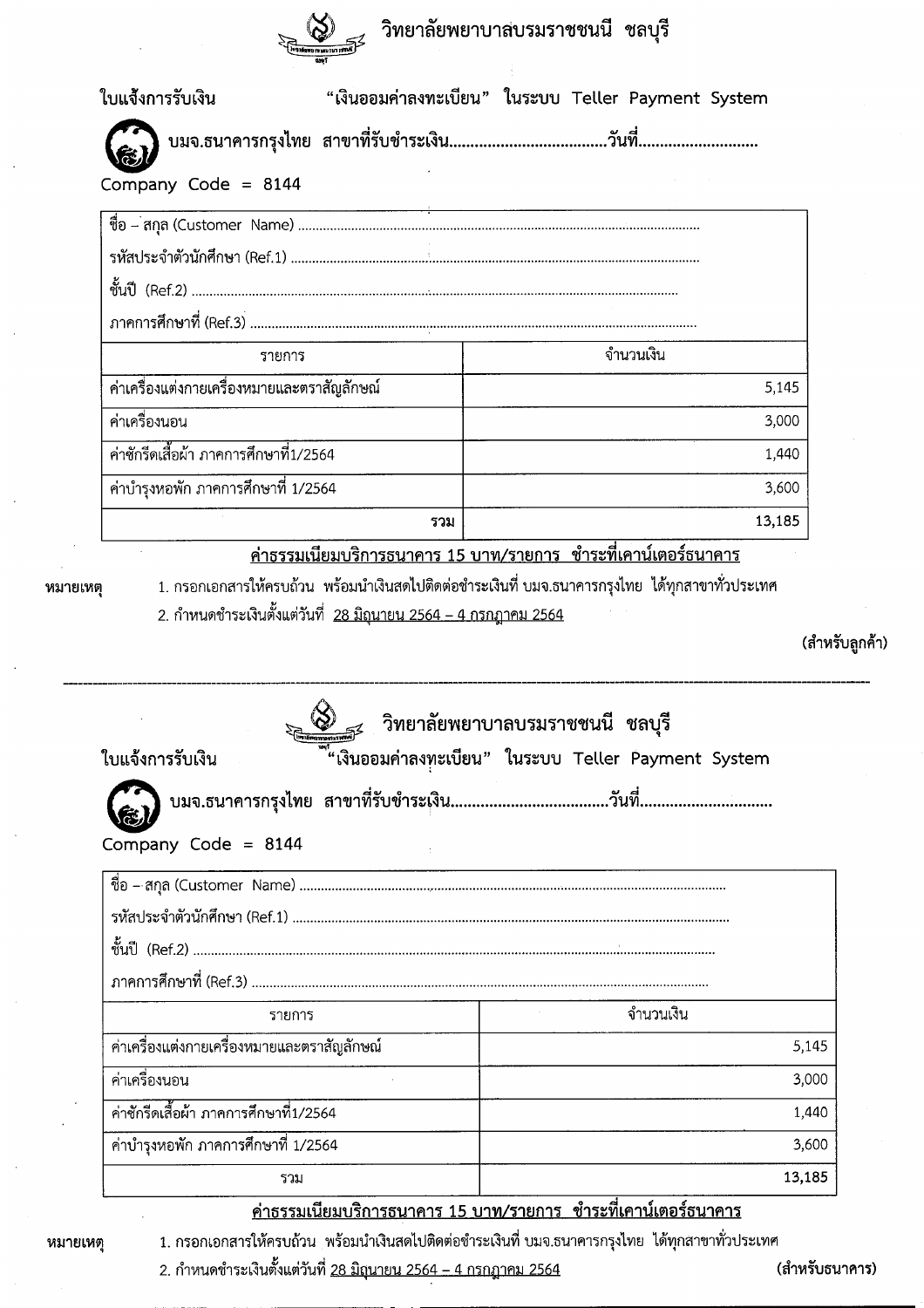## วิทยาลัยพยาบาลบรมราชชนนี ชลบุรี

ใบแจ้งการรับเงิน "เงินออมค่าลงทะเบียน" ในระบบ Teller Payment System

บมจ.ธนาคารกรุงไทย สาขาที่รับชำระเงิน.....................................วันที่.............................

Company Code = 8144

ชื่อ – สกุล (Customer Name) ..........................................................................................................

รหัสประจำตัวนักศึกษา (Ref.1) ..........................................................................................................

ชั้นปี (Ref.2) ..........................................................................................................

ภาคการศึกษาที่ (Ref.3) ..........................................................................................................

| รายการ | จำนวนเงิน |
|---|---|
| ค่าเครื่องแต่งกายเครื่องหมายและตราสัญลักษณ์ | 5,145 |
| ค่าเครื่องนอน | 3,000 |
| ค่าซักรีดเสื้อผ้า ภาคการศึกษาที่1/2564 | 1,440 |
| ค่าบำรุงหอพัก ภาคการศึกษาที่ 1/2564 | 3,600 |
| รวม | 13,185 |

**ค่าธรรมเนียมบริการธนาคาร 15 บาท/รายการ ชำระที่เคาน์เตอร์ธนาคาร**

**หมายเหตุ**
1. กรอกเอกสารให้ครบถ้วน พร้อมนำเงินสดไปติดต่อชำระเงินที่ บมจ.ธนาคารกรุงไทย ได้ทุกสาขาทั่วประเทศ
2. กำหนดชำระเงินตั้งแต่วันที่ 28 มิถุนายน 2564 – 4 กรกฎาคม 2564

**(สำหรับลูกค้า)**

---

## วิทยาลัยพยาบาลบรมราชชนนี ชลบุรี

ใบแจ้งการรับเงิน "เงินออมค่าลงทะเบียน" ในระบบ Teller Payment System

บมจ.ธนาคารกรุงไทย สาขาที่รับชำระเงิน.....................................วันที่.............................

Company Code = 8144

ชื่อ – สกุล (Customer Name) ..........................................................................................................

รหัสประจำตัวนักศึกษา (Ref.1) ..........................................................................................................

ชั้นปี (Ref.2) ..........................................................................................................

ภาคการศึกษาที่ (Ref.3) ..........................................................................................................

| รายการ | จำนวนเงิน |
|---|---|
| ค่าเครื่องแต่งกายเครื่องหมายและตราสัญลักษณ์ | 5,145 |
| ค่าเครื่องนอน | 3,000 |
| ค่าซักรีดเสื้อผ้า ภาคการศึกษาที่1/2564 | 1,440 |
| ค่าบำรุงหอพัก ภาคการศึกษาที่ 1/2564 | 3,600 |
| รวม | 13,185 |

**ค่าธรรมเนียมบริการธนาคาร 15 บาท/รายการ ชำระที่เคาน์เตอร์ธนาคาร**

**หมายเหตุ**
1. กรอกเอกสารให้ครบถ้วน พร้อมนำเงินสดไปติดต่อชำระเงินที่ บมจ.ธนาคารกรุงไทย ได้ทุกสาขาทั่วประเทศ
2. กำหนดชำระเงินตั้งแต่วันที่ 28 มิถุนายน 2564 – 4 กรกฎาคม 2564

**(สำหรับธนาคาร)**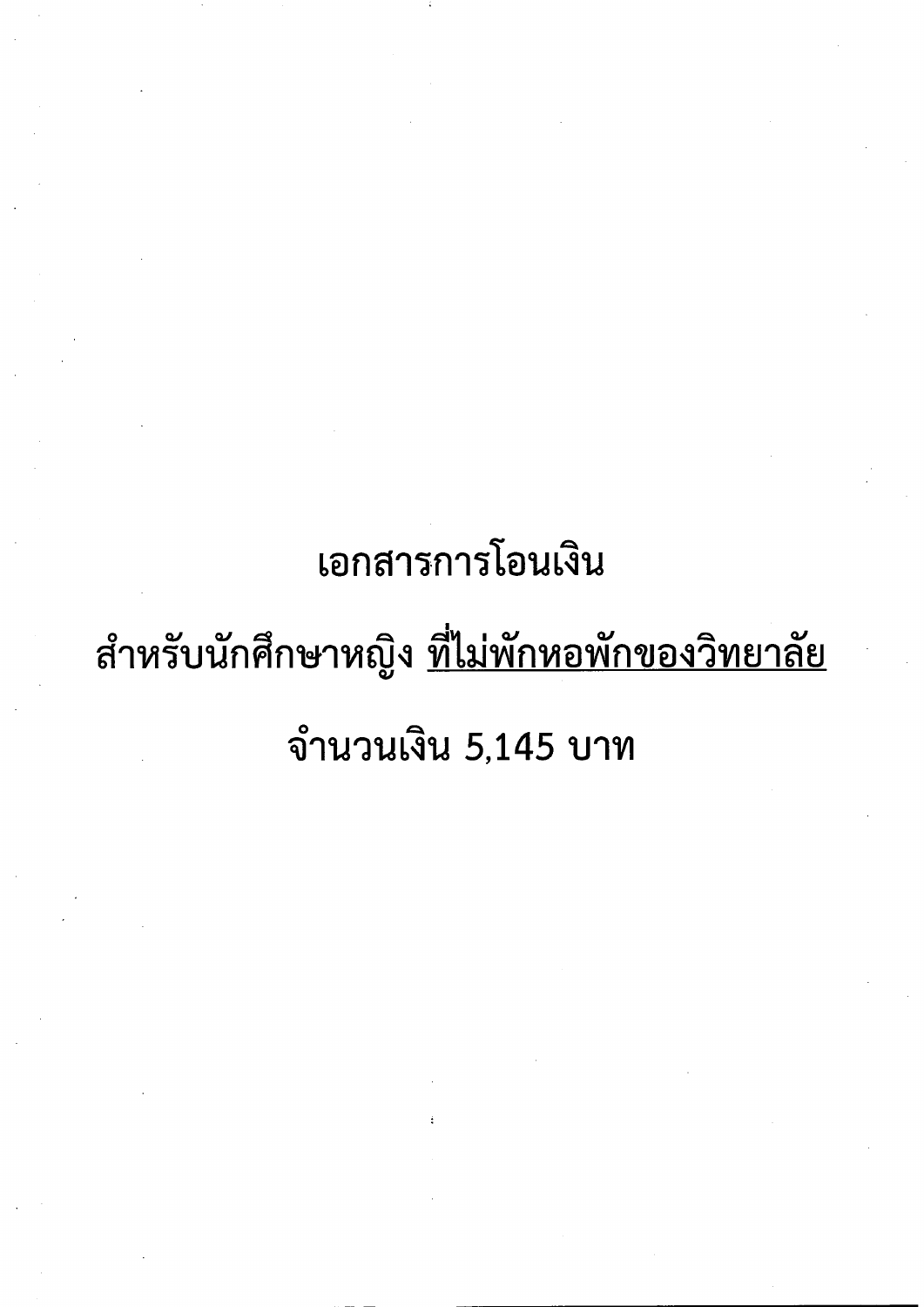# เอกสารการโอนเงิน

## สำหรับนักศึกษาหญิง <u>ที่ไม่พักหอพักของวิทยาลัย</u>

## จำนวนเงิน 5,145 บาท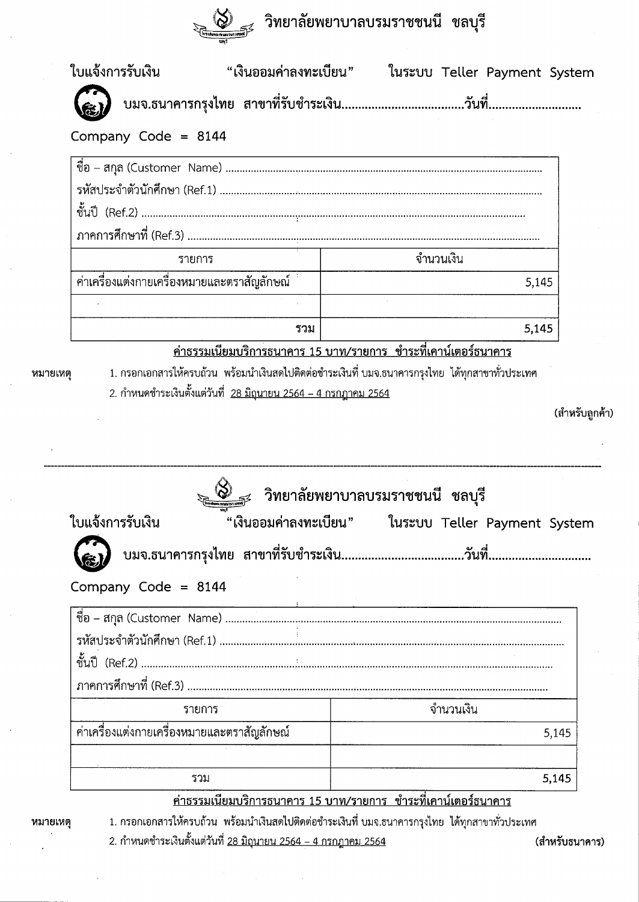## วิทยาลัยพยาบาลบรมราชชนนี ชลบุรี

ใบแจ้งการรับเงิน "เงินออมค่าลงทะเบียน" ในระบบ Teller Payment System

บมจ.ธนาคารกรุงไทย สาขาที่รับชำระเงิน.................................วันที่..........................

Company Code = 8144

ชื่อ – สกุล (Customer Name) ...................................................................................................

รหัสประจำตัวนักศึกษา (Ref.1) ...................................................................................................

ชั้นปี (Ref.2) ...................................................................................................

ภาคการศึกษาที่ (Ref.3) ...................................................................................................

| รายการ | จำนวนเงิน |
|---|---|
| ค่าเครื่องแต่งกายเครื่องหมายและตราสัญลักษณ์ | 5,145 |
| | |
| รวม | 5,145 |

ค่าธรรมเนียมบริการธนาคาร 15 บาท/รายการ ชำระที่เคาน์เตอร์ธนาคาร

หมายเหตุ
1. กรอกเอกสารให้ครบถ้วน พร้อมนำเงินสดไปติดต่อชำระเงินที่ บมจ.ธนาคารกรุงไทย ได้ทุกสาขาทั่วประเทศ
2. กำหนดชำระเงินตั้งแต่วันที่ 28 มิถุนายน 2564 – 4 กรกฎาคม 2564

(สำหรับลูกค้า)

---

## วิทยาลัยพยาบาลบรมราชชนนี ชลบุรี

ใบแจ้งการรับเงิน "เงินออมค่าลงทะเบียน" ในระบบ Teller Payment System

บมจ.ธนาคารกรุงไทย สาขาที่รับชำระเงิน.................................วันที่..........................

Company Code = 8144

ชื่อ – สกุล (Customer Name) ...................................................................................................

รหัสประจำตัวนักศึกษา (Ref.1) ...................................................................................................

ชั้นปี (Ref.2) ...................................................................................................

ภาคการศึกษาที่ (Ref.3) ...................................................................................................

| รายการ | จำนวนเงิน |
|---|---|
| ค่าเครื่องแต่งกายเครื่องหมายและตราสัญลักษณ์ | 5,145 |
| | |
| รวม | 5,145 |

ค่าธรรมเนียมบริการธนาคาร 15 บาท/รายการ ชำระที่เคาน์เตอร์ธนาคาร

หมายเหตุ
1. กรอกเอกสารให้ครบถ้วน พร้อมนำเงินสดไปติดต่อชำระเงินที่ บมจ.ธนาคารกรุงไทย ได้ทุกสาขาทั่วประเทศ
2. กำหนดชำระเงินตั้งแต่วันที่ 28 มิถุนายน 2564 – 4 กรกฎาคม 2564

(สำหรับธนาคาร)